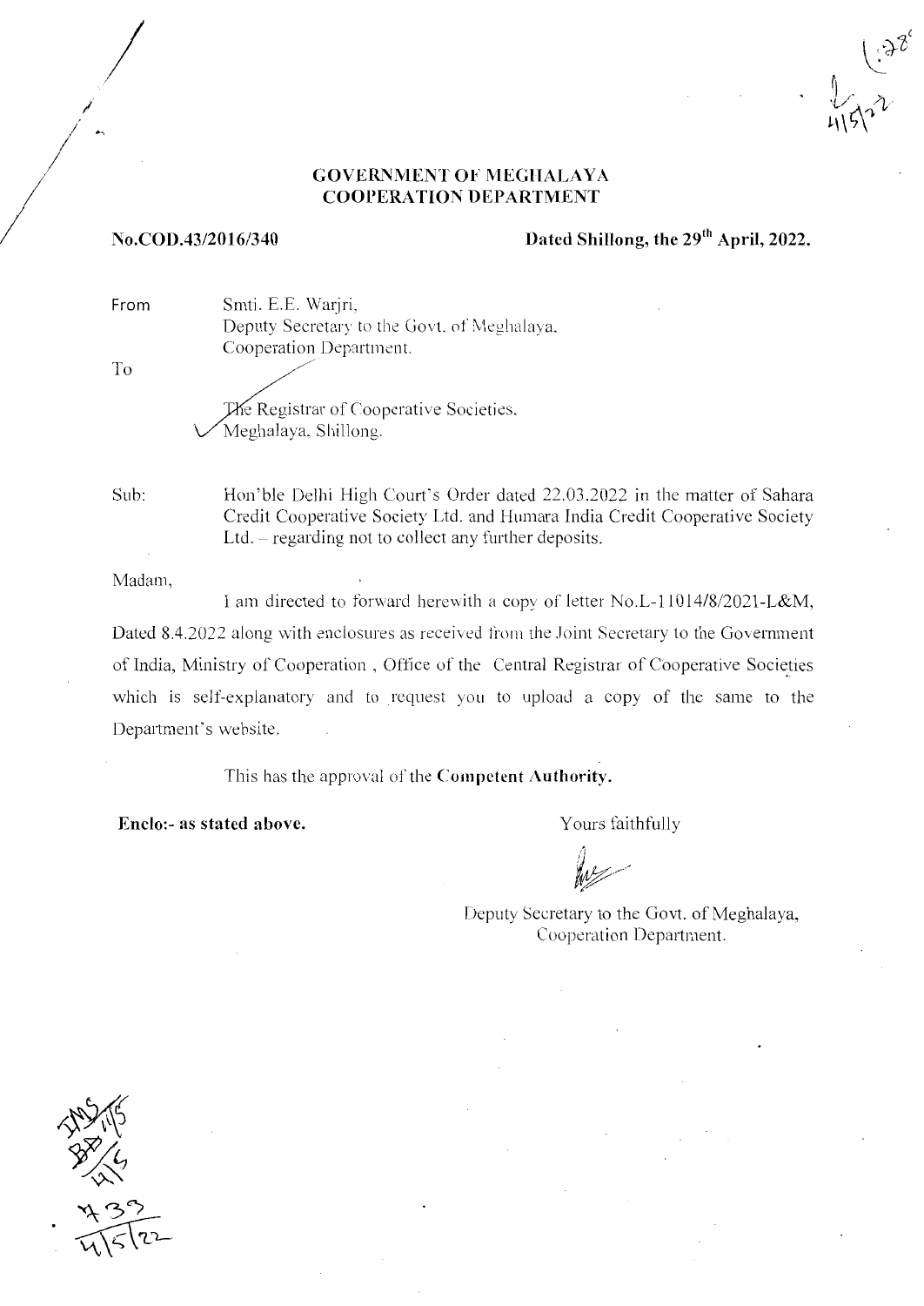**GOVERNMENT OF MEGHALAYA**
**COOPERATION DEPARTMENT**

**No.COD.43/2016/340** **Dated Shillong, the 29th April, 2022.**

From Smti. E.E. Warjri,
Deputy Secretary to the Govt. of Meghalaya,
Cooperation Department.

To

The Registrar of Cooperative Societies,
Meghalaya, Shillong.

Sub: Hon'ble Delhi High Court's Order dated 22.03.2022 in the matter of Sahara Credit Cooperative Society Ltd. and Humara India Credit Cooperative Society Ltd. – regarding not to collect any further deposits.

Madam,

I am directed to forward herewith a copy of letter No.L-11014/8/2021-L&M, Dated 8.4.2022 along with enclosures as received from the Joint Secretary to the Government of India, Ministry of Cooperation, Office of the Central Registrar of Cooperative Societies which is self-explanatory and to request you to upload a copy of the same to the Department's website.

This has the approval of the **Competent Authority.**

**Enclo:- as stated above.**

Yours faithfully

Deputy Secretary to the Govt. of Meghalaya,
Cooperation Department.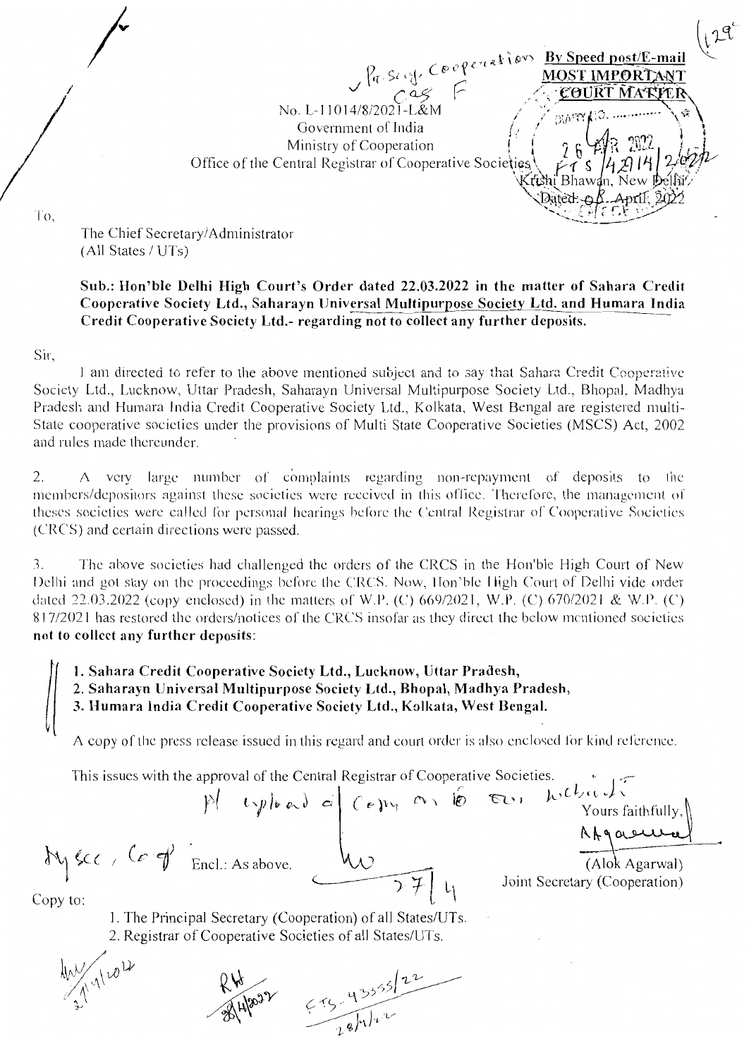By Speed post/E-mail

**MOST IMPORTANT**

**COURT MATTER**

No. L-11014/8/2021-L&M

Government of India

Ministry of Cooperation

Office of the Central Registrar of Cooperative Societies

Krishi Bhawan, New Delhi

Dated: 08 April, 2022

To,

The Chief Secretary/Administrator
(All States / UTs)

**Sub.: Hon'ble Delhi High Court's Order dated 22.03.2022 in the matter of Sahara Credit Cooperative Society Ltd., Saharayn Universal Multipurpose Society Ltd. and Humara India Credit Cooperative Society Ltd.- regarding not to collect any further deposits.**

Sir,

I am directed to refer to the above mentioned subject and to say that Sahara Credit Cooperative Society Ltd., Lucknow, Uttar Pradesh, Saharayn Universal Multipurpose Society Ltd., Bhopal, Madhya Pradesh and Humara India Credit Cooperative Society Ltd., Kolkata, West Bengal are registered multi-State cooperative societies under the provisions of Multi State Cooperative Societies (MSCS) Act, 2002 and rules made thereunder.

2. A very large number of complaints regarding non-repayment of deposits to the members/depositors against these societies were received in this office. Therefore, the management of theses societies were called for personal hearings before the Central Registrar of Cooperative Societies (CRCS) and certain directions were passed.

3. The above societies had challenged the orders of the CRCS in the Hon'ble High Court of New Delhi and got stay on the proceedings before the CRCS. Now, Hon'ble High Court of Delhi vide order dated 22.03.2022 (copy enclosed) in the matters of W.P. (C) 669/2021, W.P. (C) 670/2021 & W.P. (C) 817/2021 has restored the orders/notices of the CRCS insofar as they direct the below mentioned societies **not to collect any further deposits**:

**1. Sahara Credit Cooperative Society Ltd., Lucknow, Uttar Pradesh,**
**2. Saharayn Universal Multipurpose Society Ltd., Bhopal, Madhya Pradesh,**
**3. Humara India Credit Cooperative Society Ltd., Kolkata, West Bengal.**

A copy of the press release issued in this regard and court order is also enclosed for kind reference.

This issues with the approval of the Central Registrar of Cooperative Societies.

Yours faithfully,

(Alok Agarwal)
Joint Secretary (Cooperation)

Encl.: As above.

Copy to:

1. The Principal Secretary (Cooperation) of all States/UTs.
2. Registrar of Cooperative Societies of all States/UTs.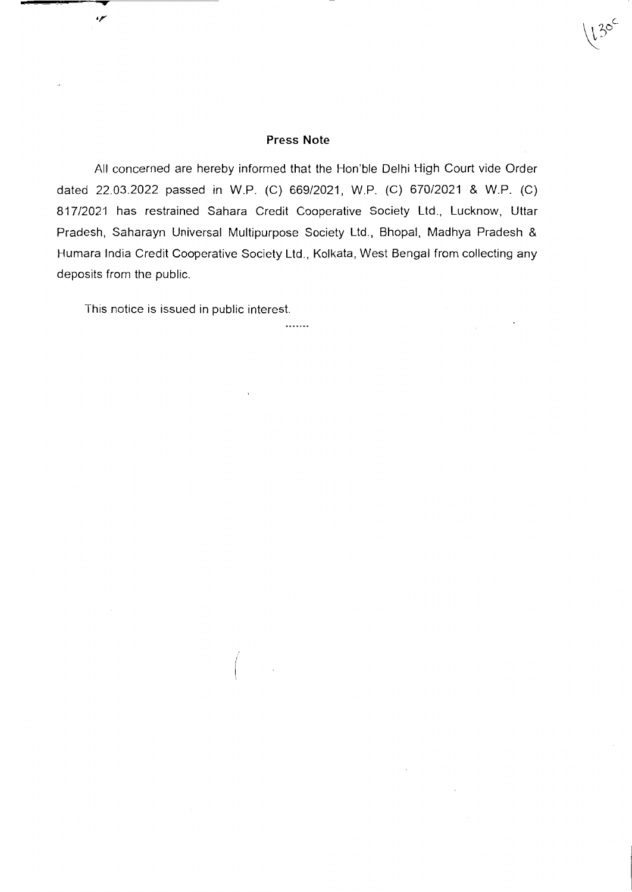## Press Note

All concerned are hereby informed that the Hon'ble Delhi High Court vide Order dated 22.03.2022 passed in W.P. (C) 669/2021, W.P. (C) 670/2021 & W.P. (C) 817/2021 has restrained Sahara Credit Cooperative Society Ltd., Lucknow, Uttar Pradesh, Saharayn Universal Multipurpose Society Ltd., Bhopal, Madhya Pradesh & Humara India Credit Cooperative Society Ltd., Kolkata, West Bengal from collecting any deposits from the public.

This notice is issued in public interest.

.......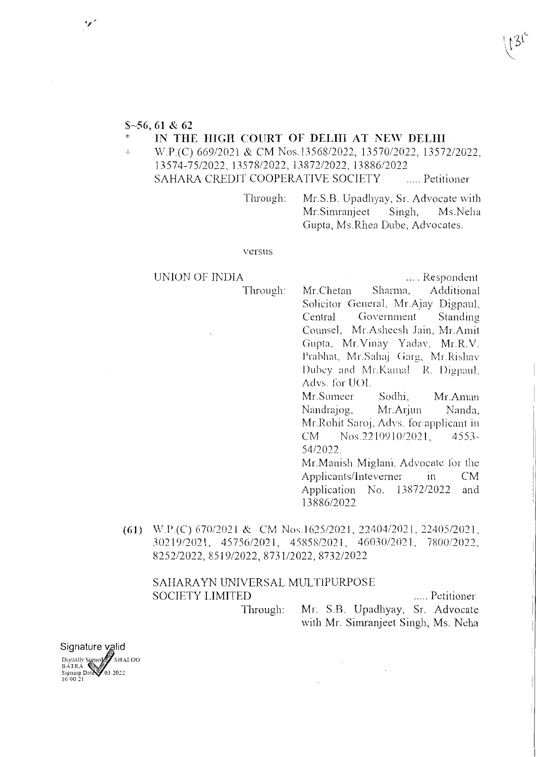$~56, 61 & 62

\* **IN THE HIGH COURT OF DELHI AT NEW DELHI**

\+ W.P.(C) 669/2021 & CM Nos.13568/2022, 13570/2022, 13572/2022, 13574-75/2022, 13578/2022, 13872/2022, 13886/2022

SAHARA CREDIT COOPERATIVE SOCIETY ..... Petitioner

Through: Mr.S.B. Upadhyay, Sr. Advocate with Mr.Simranjeet Singh, Ms.Neha Gupta, Ms.Rhea Dube, Advocates.

versus

UNION OF INDIA ..... Respondent

Through: Mr.Chetan Sharma, Additional Solicitor General, Mr.Ajay Digpaul, Central Government Standing Counsel, Mr.Asheesh Jain, Mr.Amit Gupta, Mr.Vinay Yadav, Mr.R.V. Prabhat, Mr.Sahaj Garg, Mr.Rishav Dubey and Mr.Kamal R. Digpaul, Advs. for UOI.

Mr.Sumeer Sodhi, Mr.Aman Nandrajog, Mr.Arjun Nanda, Mr.Rohit Saroj, Advs. for applicant in CM Nos.2210910/2021, 4553-54/2022.

Mr.Manish Miglani, Advocate for the Applicants/Inteverner in CM Application No. 13872/2022 and 13886/2022

**(61)** W.P.(C) 670/2021 & CM Nos.1625/2021, 22404/2021, 22405/2021, 30219/2021, 45756/2021, 45858/2021, 46030/2021, 7800/2022, 8252/2022, 8519/2022, 8731/2022, 8732/2022

SAHARAYN UNIVERSAL MULTIPURPOSE SOCIETY LIMITED ..... Petitioner

Through: Mr. S.B. Upadhyay, Sr. Advocate with Mr. Simranjeet Singh, Ms. Neha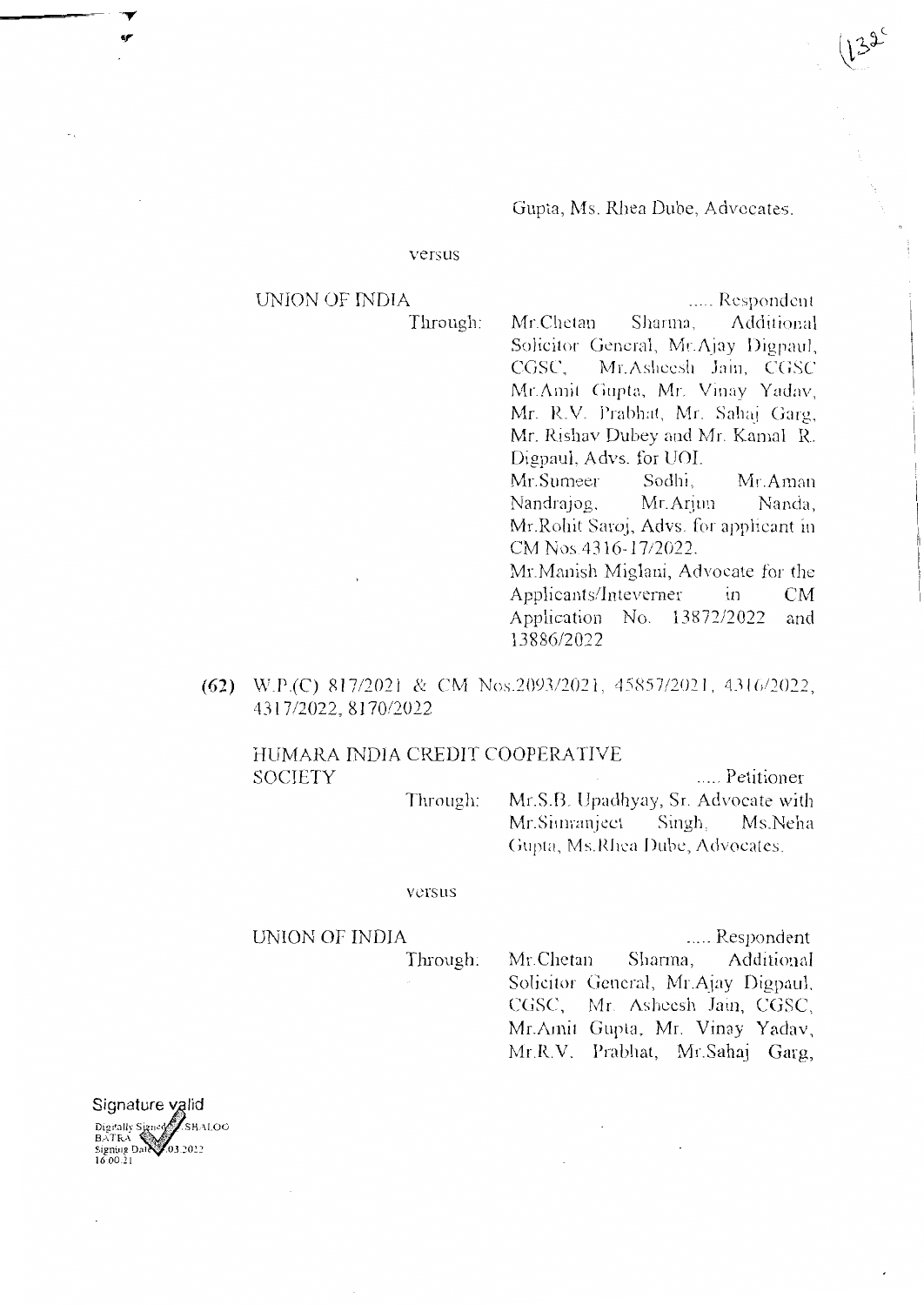Gupta, Ms. Rhea Dube, Advocates.

versus

UNION OF INDIA ..... Respondent

Through: Mr.Chetan Sharma, Additional Solicitor General, Mr.Ajay Digpaul, CGSC, Mr.Asheesh Jain, CGSC Mr.Amit Gupta, Mr. Vinay Yadav, Mr. R.V. Prabhat, Mr. Sahaj Garg, Mr. Rishav Dubey and Mr. Kamal R. Digpaul, Advs. for UOI.

Mr.Sumeer Sodhi, Mr.Aman Nandrajog, Mr.Arjun Nanda, Mr.Rohit Saroj, Advs. for applicant in CM Nos.4316-17/2022.

Mr.Manish Miglani, Advocate for the Applicants/Inteverner in CM Application No. 13872/2022 and 13886/2022

**(62)** W.P.(C) 817/2021 & CM Nos.2093/2021, 45857/2021, 4316/2022, 4317/2022, 8170/2022

HUMARA INDIA CREDIT COOPERATIVE SOCIETY ..... Petitioner

Through: Mr.S.B. Upadhyay, Sr. Advocate with Mr.Simranjeet Singh, Ms.Neha Gupta, Ms.Rhea Dube, Advocates.

versus

UNION OF INDIA ..... Respondent

Through: Mr.Chetan Sharma, Additional Solicitor General, Mr.Ajay Digpaul, CGSC, Mr. Asheesh Jain, CGSC, Mr.Amit Gupta, Mr. Vinay Yadav, Mr.R.V. Prabhat, Mr.Sahaj Garg,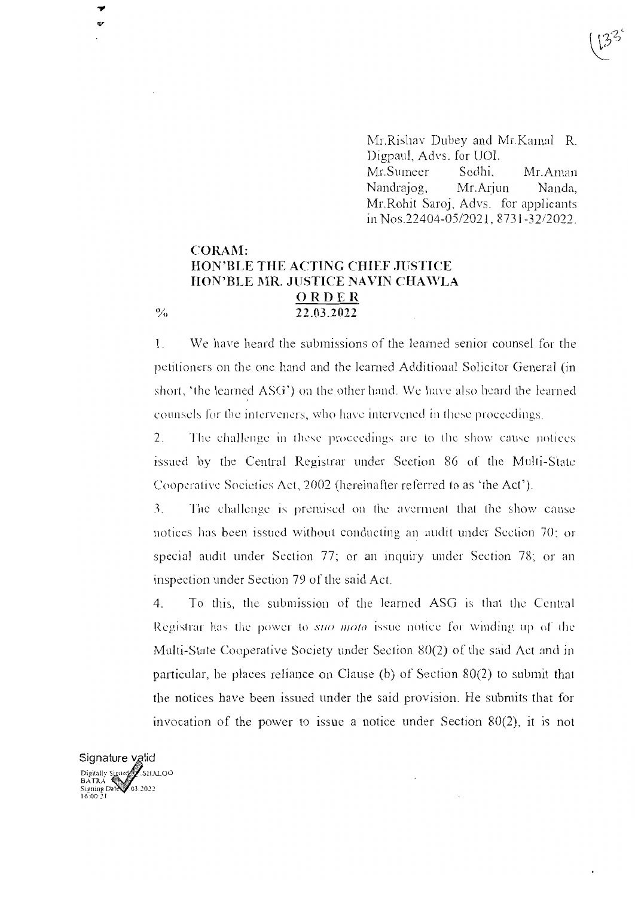Mr.Rishav Dubey and Mr.Kamal R. Digpaul, Advs. for UOI.
Mr.Sumeer Sodhi, Mr.Aman Nandrajog, Mr.Arjun Nanda, Mr.Rohit Saroj, Advs. for applicants in Nos.22404-05/2021, 8731-32/2022.

**CORAM:**
**HON'BLE THE ACTING CHIEF JUSTICE**
**HON'BLE MR. JUSTICE NAVIN CHAWLA**

**ORDER**

% **22.03.2022**

1. We have heard the submissions of the learned senior counsel for the petitioners on the one hand and the learned Additional Solicitor General (in short, 'the learned ASG') on the other hand. We have also heard the learned counsels for the interveners, who have intervened in these proceedings.

2. The challenge in these proceedings are to the show cause notices issued by the Central Registrar under Section 86 of the Multi-State Cooperative Societies Act, 2002 (hereinafter referred to as 'the Act').

3. The challenge is premised on the averment that the show cause notices has been issued without conducting an audit under Section 70; or special audit under Section 77; or an inquiry under Section 78; or an inspection under Section 79 of the said Act.

4. To this, the submission of the learned ASG is that the Central Registrar has the power to *suo moto* issue notice for winding up of the Multi-State Cooperative Society under Section 80(2) of the said Act and in particular, he places reliance on Clause (b) of Section 80(2) to submit that the notices have been issued under the said provision. He submits that for invocation of the power to issue a notice under Section 80(2), it is not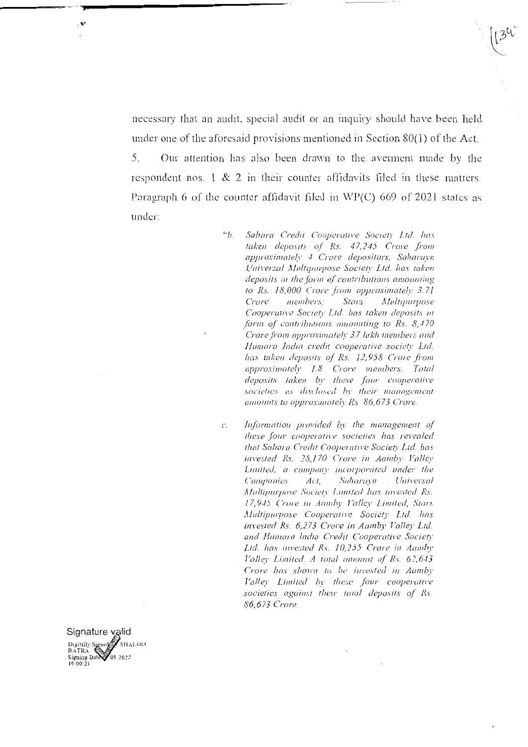necessary that an audit, special audit or an inquiry should have been held under one of the aforesaid provisions mentioned in Section 80(1) of the Act.

5. Our attention has also been drawn to the averment made by the respondent nos. 1 & 2 in their counter affidavits filed in these matters. Paragraph 6 of the counter affidavit filed in WP(C) 669 of 2021 states as under:

> "b. *Sahara Credit Cooperative Society Ltd. has taken deposits of Rs. 47,245 Crore from approximately 4 Crore depositors, Saharayn Universal Multipurpose Society Ltd. has taken deposits in the form of contributions amounting to Rs. 18,000 Crore from approximately 3.71 Crore members; Stars Multipurpose Cooperative Society Ltd. has taken deposits in form of contributions amounting to Rs. 8,470 Crore from approximately 37 lakh members and Humara India credit cooperative society Ltd. has taken deposits of Rs. 12,958 Crore from approximately 1.8 Crore members. Total deposits taken by these four cooperative societies as disclosed by their management amounts to approximately Rs. 86,673 Crore.*
>
> c. *Information provided by the management of these four cooperative societies has revealed that Sahara Credit Cooperative Society Ltd. has invested Rs. 28,170 Crore in Aamby Valley Limited, a company incorporated under the Companies Act, Saharayn Universal Multipurpose Society Limited has invested Rs. 17,945 Crore in Aamby Valley Limited, Stars Multipurpose Cooperative Society Ltd. has invested Rs. 6,273 Crore in Aamby Valley Ltd. and Humara India Credit Cooperative Society Ltd. has invested Rs. 10,255 Crore in Aamby Valley Limited. A total amount of Rs. 62,643 Crore has shown to be invested in Aamby Valley Limited by these four cooperative societies against their total deposits of Rs. 86,673 Crore.*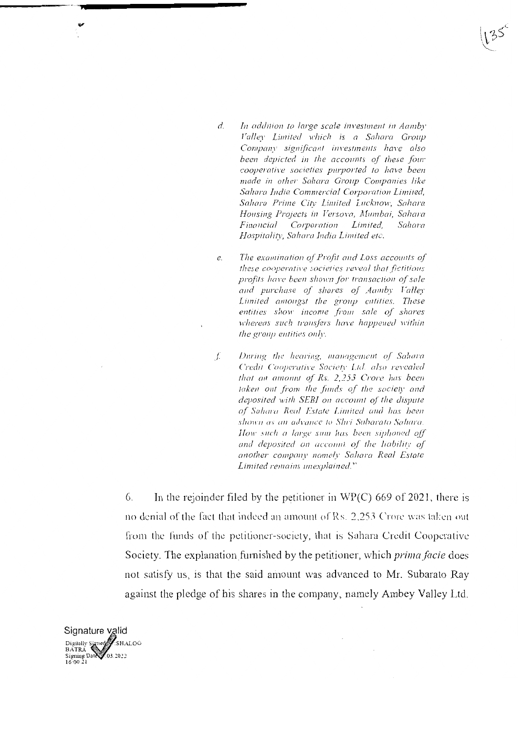d. *In addition to large scale investment in Aamby Valley Limited which is a Sahara Group Company significant investments have also been depicted in the accounts of these four cooperative societies purported to have been made in other Sahara Group Companies like Sahara India Commercial Corporation Limited, Sahara Prime City Limited Lucknow, Sahara Housing Projects in Versova, Mumbai, Sahara Financial Corporation Limited, Sahara Hospitality, Sahara India Limited etc.*

e. *The examination of Profit and Loss accounts of these cooperative societies reveal that fictitious profits have been shown for transaction of sale and purchase of shares of Aamby Valley Limited amongst the group entities. These entities show income from sale of shares whereas such transfers have happened within the group entities only.*

f. *During the hearing, management of Sahara Credit Cooperative Society Ltd. also revealed that an amount of Rs. 2,253 Crore has been taken out from the funds of the society and deposited with SEBI on account of the dispute of Sahara Real Estate Limited and has been shown as an advance to Shri Subarato Sahara. How such a large sum has been siphoned off and deposited on account of the liability of another company namely Sahara Real Estate Limited remains unexplained."*

6. In the rejoinder filed by the petitioner in WP(C) 669 of 2021, there is no denial of the fact that indeed an amount of Rs. 2,253 Crore was taken out from the funds of the petitioner-society, that is Sahara Credit Cooperative Society. The explanation furnished by the petitioner, which *prima facie* does not satisfy us, is that the said amount was advanced to Mr. Subarato Ray against the pledge of his shares in the company, namely Ambey Valley Ltd.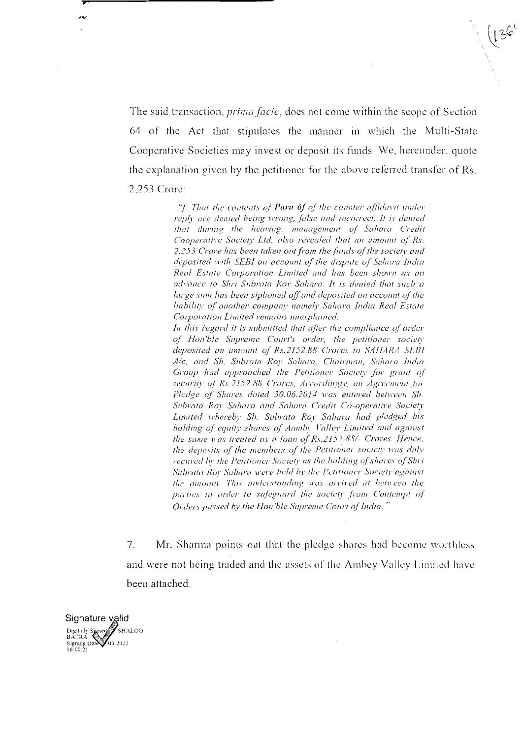The said transaction, *prima facie*, does not come within the scope of Section 64 of the Act that stipulates the manner in which the Multi-State Cooperative Societies may invest or deposit its funds. We, hereunder, quote the explanation given by the petitioner for the above referred transfer of Rs. 2,253 Crore:

> *"f. That the contents of **Para 6f** of the counter affidavit under reply are denied being wrong, false and incorrect. It is denied that during the hearing, management of Sahara Credit Cooperative Society Ltd. also revealed that an amount of Rs. 2,253 Crore has been taken out from the funds of the society and deposited with SEBI on account of the dispute of Sahara India Real Estate Corporation Limited and has been shown as an advance to Shri Subrata Roy Sahara. It is denied that such a large sum has been siphoned off and deposited on account of the liability of another company namely Sahara India Real Estate Corporation Limited remains unexplained.*
>
> *In this regard it is submitted that after the compliance of order of Hon'ble Supreme Court's order, the petitioner society deposited an amount of Rs.2152.88 Crores to SAHARA SEBI A/c, and Sh. Subrata Roy Sahara, Chairman, Sahara India Group had approached the Petitioner Society for grant of security of Rs.2152.88 Crores, Accordingly, an Agreement for Pledge of Shares dated 30.06.2014 was entered between Sh. Subrata Roy Sahara and Sahara Credit Co-operative Society Limited whereby Sh. Subrata Roy Sahara had pledged his holding of equity shares of Aamby Valley Limited and against the same was treated as a loan of Rs.2152.88/- Crores. Hence, the deposits of the members of the Petitioner society was duly secured by the Petitioner Society as the holding of shares of Shri Subrata Roy Sahara were held by the Petitioner Society against the amount. This understanding was arrived at between the parties in order to safeguard the society from Contempt of Orders passed by the Hon'ble Supreme Court of India."*

7. Mr. Sharma points out that the pledge shares had become worthless and were not being traded and the assets of the Ambey Valley Limited have been attached.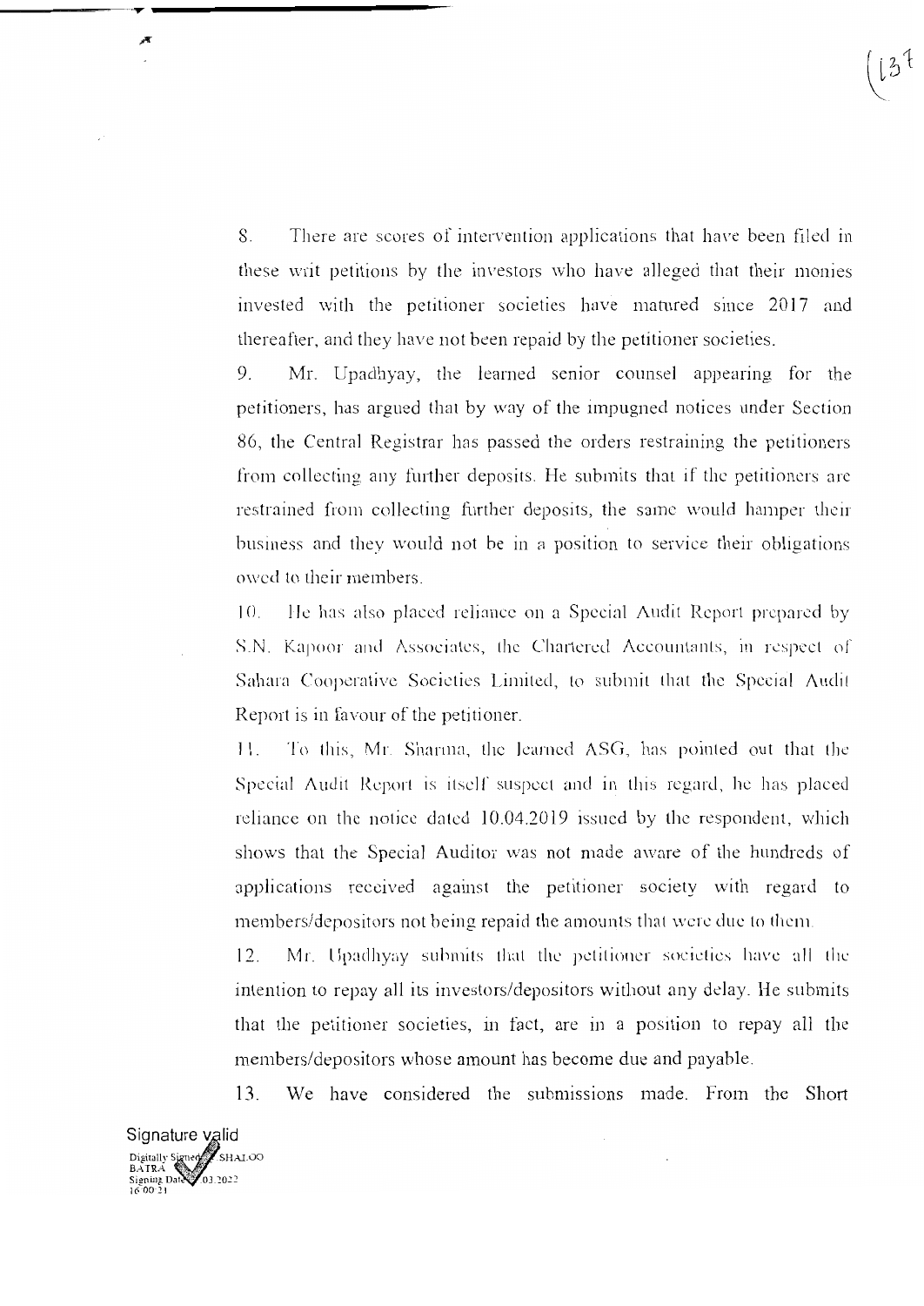8. There are scores of intervention applications that have been filed in these writ petitions by the investors who have alleged that their monies invested with the petitioner societies have matured since 2017 and thereafter, and they have not been repaid by the petitioner societies.

9. Mr. Upadhyay, the learned senior counsel appearing for the petitioners, has argued that by way of the impugned notices under Section 86, the Central Registrar has passed the orders restraining the petitioners from collecting any further deposits. He submits that if the petitioners are restrained from collecting further deposits, the same would hamper their business and they would not be in a position to service their obligations owed to their members.

10. He has also placed reliance on a Special Audit Report prepared by S.N. Kapoor and Associates, the Chartered Accountants, in respect of Sahara Cooperative Societies Limited, to submit that the Special Audit Report is in favour of the petitioner.

11. To this, Mr. Sharma, the learned ASG, has pointed out that the Special Audit Report is itself suspect and in this regard, he has placed reliance on the notice dated 10.04.2019 issued by the respondent, which shows that the Special Auditor was not made aware of the hundreds of applications received against the petitioner society with regard to members/depositors not being repaid the amounts that were due to them.

12. Mr. Upadhyay submits that the petitioner societies have all the intention to repay all its investors/depositors without any delay. He submits that the petitioner societies, in fact, are in a position to repay all the members/depositors whose amount has become due and payable.

13. We have considered the submissions made. From the Short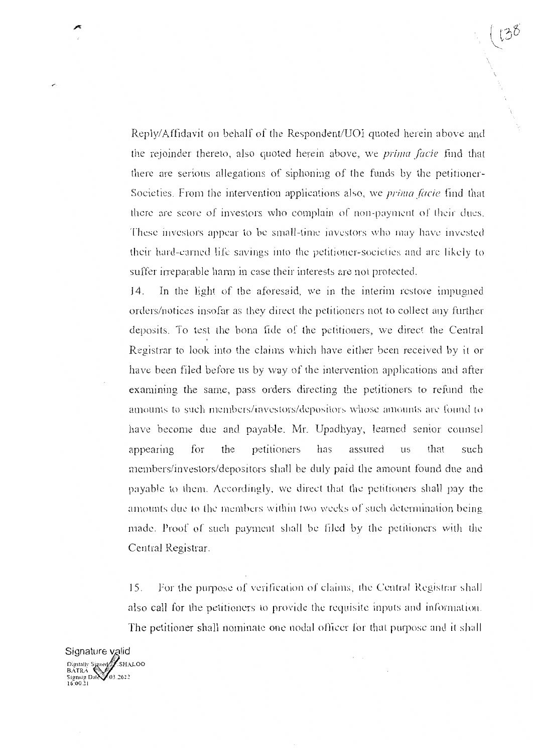Reply/Affidavit on behalf of the Respondent/UOI quoted herein above and the rejoinder thereto, also quoted herein above, we *prima facie* find that there are serious allegations of siphoning of the funds by the petitioner-Societies. From the intervention applications also, we *prima facie* find that there are score of investors who complain of non-payment of their dues. These investors appear to be small-time investors who may have invested their hard-earned life savings into the petitioner-societies and are likely to suffer irreparable harm in case their interests are not protected.

14. In the light of the aforesaid, we in the interim restore impugned orders/notices insofar as they direct the petitioners not to collect any further deposits. To test the bona fide of the petitioners, we direct the Central Registrar to look into the claims which have either been received by it or have been filed before us by way of the intervention applications and after examining the same, pass orders directing the petitioners to refund the amounts to such members/investors/depositors whose amounts are found to have become due and payable. Mr. Upadhyay, learned senior counsel appearing for the petitioners has assured us that such members/investors/depositors shall be duly paid the amount found due and payable to them. Accordingly, we direct that the petitioners shall pay the amounts due to the members within two weeks of such determination being made. Proof of such payment shall be filed by the petitioners with the Central Registrar.

15. For the purpose of verification of claims, the Central Registrar shall also call for the petitioners to provide the requisite inputs and information. The petitioner shall nominate one nodal officer for that purpose and it shall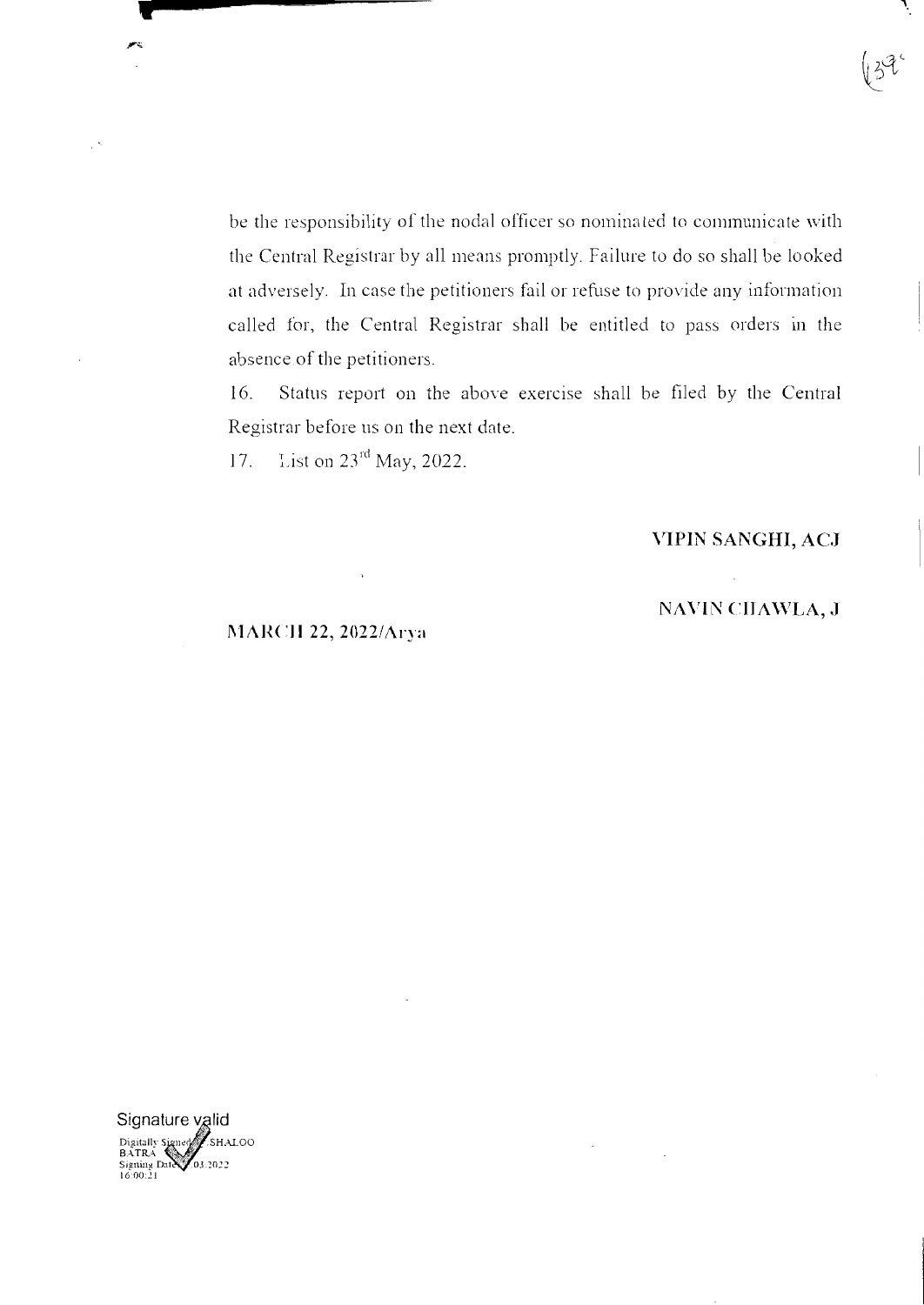be the responsibility of the nodal officer so nominated to communicate with the Central Registrar by all means promptly. Failure to do so shall be looked at adversely. In case the petitioners fail or refuse to provide any information called for, the Central Registrar shall be entitled to pass orders in the absence of the petitioners.

16. Status report on the above exercise shall be filed by the Central Registrar before us on the next date.

17. List on 23rd May, 2022.

**VIPIN SANGHI, ACJ**

**NAVIN CHAWLA, J**

**MARCH 22, 2022**/Arya

Signature valid
Digitally Signed By: SHALOO BATRA
Signing Date: .03.2022
16:00:21